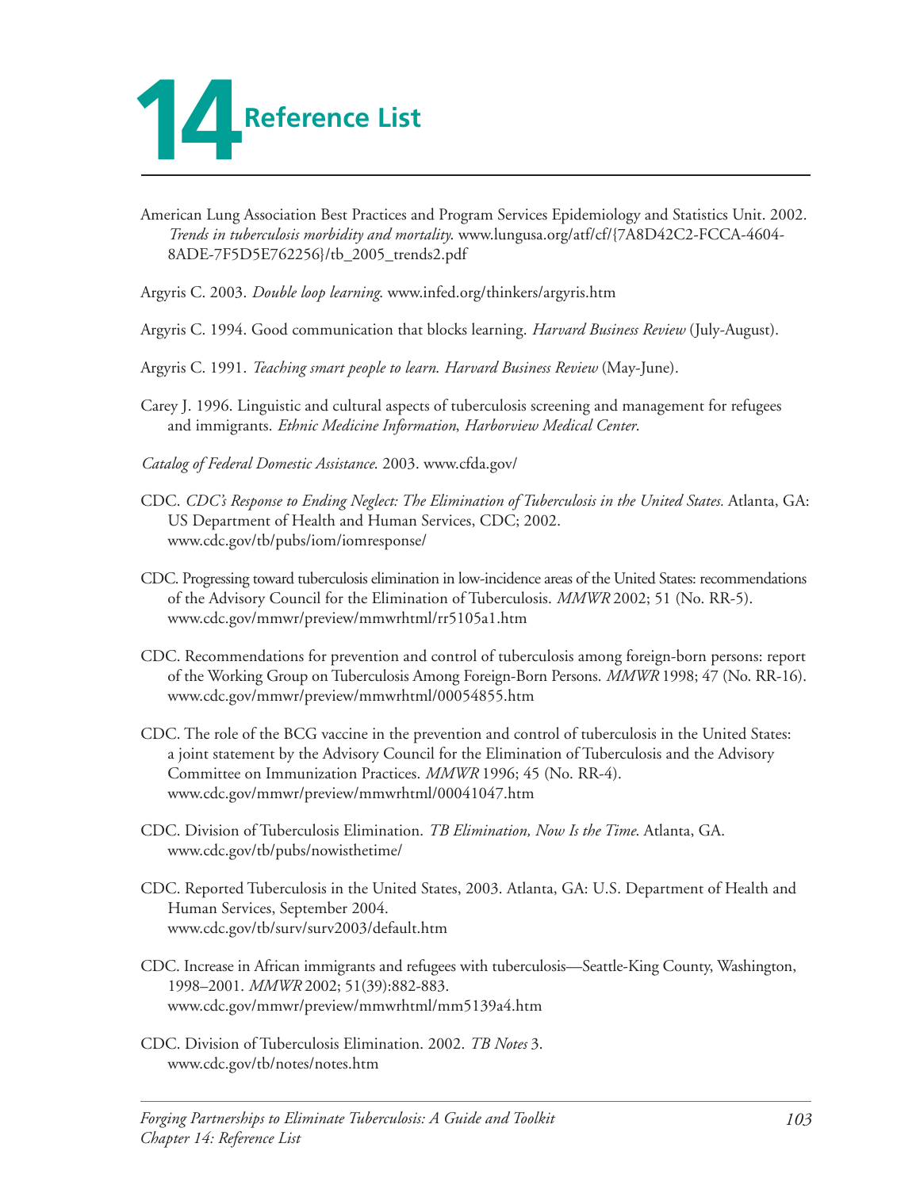# 14 Reference List

American Lung Association Best Practices and Program Services Epidemiology and Statistics Unit. 2002. *Trends in tuberculosis morbidity and mortality*. www.lungusa.org/atf/cf/{7A8D42C2-FCCA-4604-8ADE-7F5D5E762256}/tb_2005_trends2.pdf

Argyris C. 2003. *Double loop learning*. www.infed.org/thinkers/argyris.htm

Argyris C. 1994. Good communication that blocks learning. *Harvard Business Review* (July-August).

Argyris C. 1991. *Teaching smart people to learn. Harvard Business Review* (May-June).

Carey J. 1996. Linguistic and cultural aspects of tuberculosis screening and management for refugees and immigrants. *Ethnic Medicine Information*, *Harborview Medical Center*.

*Catalog of Federal Domestic Assistance*. 2003. www.cfda.gov/

CDC. *CDC's Response to Ending Neglect: The Elimination of Tuberculosis in the United States.* Atlanta, GA: US Department of Health and Human Services, CDC; 2002. www.cdc.gov/tb/pubs/iom/iomresponse/

CDC. Progressing toward tuberculosis elimination in low-incidence areas of the United States: recommendations of the Advisory Council for the Elimination of Tuberculosis. *MMWR* 2002; 51 (No. RR-5). www.cdc.gov/mmwr/preview/mmwrhtml/rr5105a1.htm

CDC. Recommendations for prevention and control of tuberculosis among foreign-born persons: report of the Working Group on Tuberculosis Among Foreign-Born Persons. *MMWR* 1998; 47 (No. RR-16). www.cdc.gov/mmwr/preview/mmwrhtml/00054855.htm

CDC. The role of the BCG vaccine in the prevention and control of tuberculosis in the United States: a joint statement by the Advisory Council for the Elimination of Tuberculosis and the Advisory Committee on Immunization Practices. *MMWR* 1996; 45 (No. RR-4). www.cdc.gov/mmwr/preview/mmwrhtml/00041047.htm

CDC. Division of Tuberculosis Elimination. *TB Elimination, Now Is the Time*. Atlanta, GA. www.cdc.gov/tb/pubs/nowisthetime/

CDC. Reported Tuberculosis in the United States, 2003. Atlanta, GA: U.S. Department of Health and Human Services, September 2004. www.cdc.gov/tb/surv/surv2003/default.htm

CDC. Increase in African immigrants and refugees with tuberculosis—Seattle-King County, Washington, 1998–2001. *MMWR* 2002; 51(39):882-883. www.cdc.gov/mmwr/preview/mmwrhtml/mm5139a4.htm

CDC. Division of Tuberculosis Elimination. 2002. *TB Notes* 3. www.cdc.gov/tb/notes/notes.htm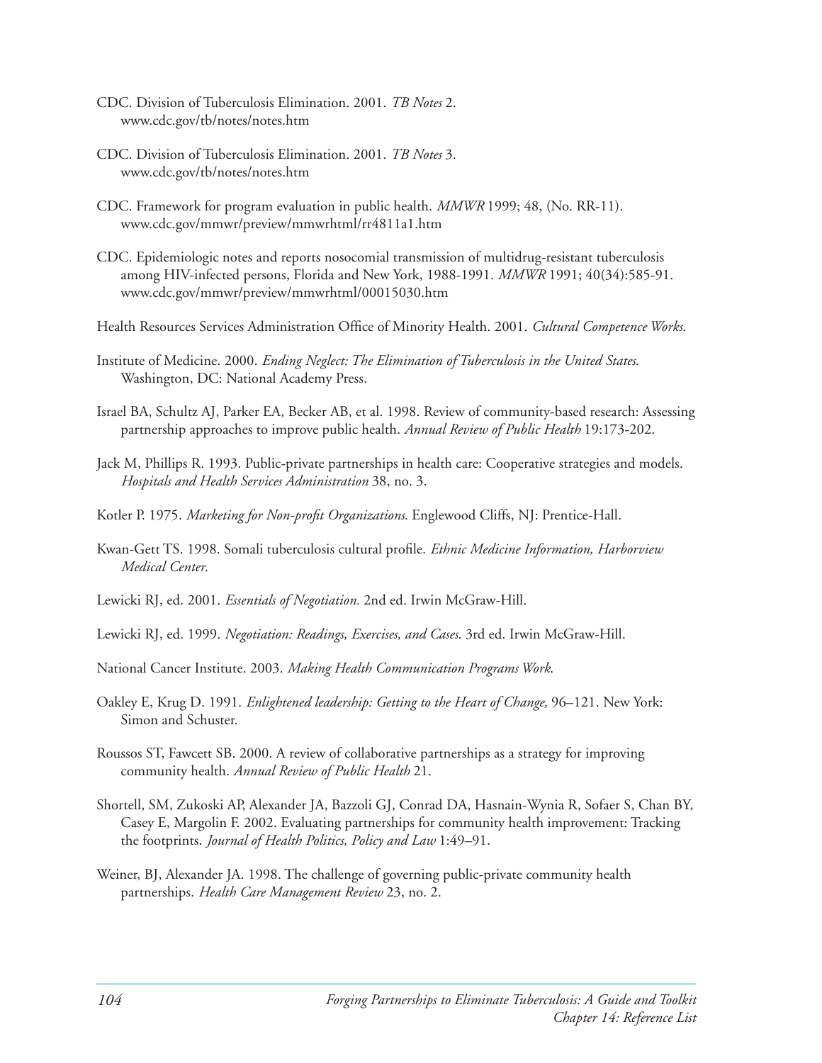CDC. Division of Tuberculosis Elimination. 2001. *TB Notes* 2.
www.cdc.gov/tb/notes/notes.htm

CDC. Division of Tuberculosis Elimination. 2001. *TB Notes* 3.
www.cdc.gov/tb/notes/notes.htm

CDC. Framework for program evaluation in public health. *MMWR* 1999; 48, (No. RR-11).
www.cdc.gov/mmwr/preview/mmwrhtml/rr4811a1.htm

CDC. Epidemiologic notes and reports nosocomial transmission of multidrug-resistant tuberculosis among HIV-infected persons, Florida and New York, 1988-1991. *MMWR* 1991; 40(34):585-91.
www.cdc.gov/mmwr/preview/mmwrhtml/00015030.htm

Health Resources Services Administration Office of Minority Health. 2001. *Cultural Competence Works*.

Institute of Medicine. 2000. *Ending Neglect: The Elimination of Tuberculosis in the United States*. Washington, DC: National Academy Press.

Israel BA, Schultz AJ, Parker EA, Becker AB, et al. 1998. Review of community-based research: Assessing partnership approaches to improve public health. *Annual Review of Public Health* 19:173-202.

Jack M, Phillips R. 1993. Public-private partnerships in health care: Cooperative strategies and models. *Hospitals and Health Services Administration* 38, no. 3.

Kotler P. 1975. *Marketing for Non-profit Organizations*. Englewood Cliffs, NJ: Prentice-Hall.

Kwan-Gett TS. 1998. Somali tuberculosis cultural profile. *Ethnic Medicine Information, Harborview Medical Center*.

Lewicki RJ, ed. 2001. *Essentials of Negotiation.* 2nd ed. Irwin McGraw-Hill.

Lewicki RJ, ed. 1999. *Negotiation: Readings, Exercises, and Cases*. 3rd ed. Irwin McGraw-Hill.

National Cancer Institute. 2003. *Making Health Communication Programs Work*.

Oakley E, Krug D. 1991. *Enlightened leadership: Getting to the Heart of Change,* 96–121. New York: Simon and Schuster.

Roussos ST, Fawcett SB. 2000. A review of collaborative partnerships as a strategy for improving community health. *Annual Review of Public Health* 21.

Shortell, SM, Zukoski AP, Alexander JA, Bazzoli GJ, Conrad DA, Hasnain-Wynia R, Sofaer S, Chan BY, Casey E, Margolin F. 2002. Evaluating partnerships for community health improvement: Tracking the footprints. *Journal of Health Politics, Policy and Law* 1:49–91.

Weiner, BJ, Alexander JA. 1998. The challenge of governing public-private community health partnerships. *Health Care Management Review* 23, no. 2.